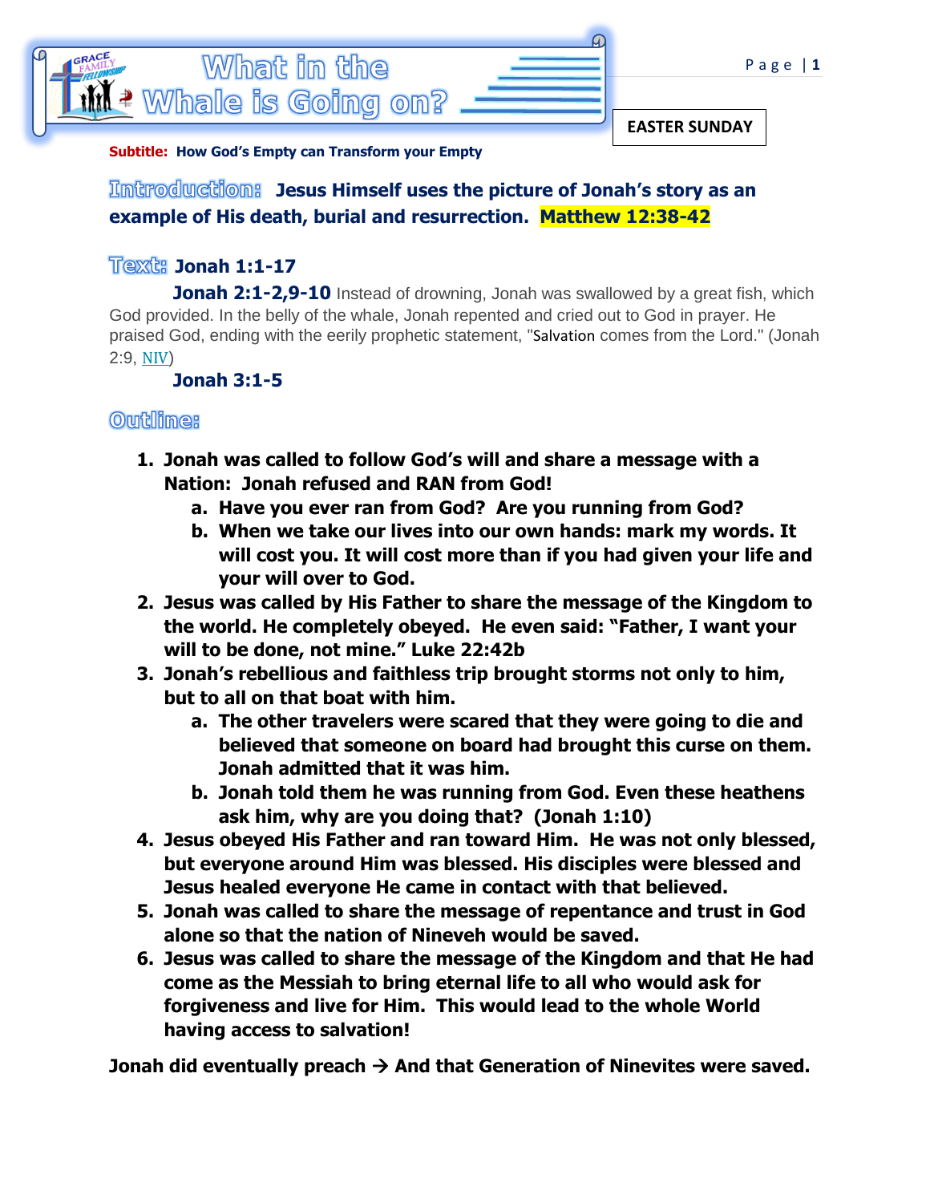# What in the Whale is Going on?

**EASTER SUNDAY**

**Subtitle: How God's Empty can Transform your Empty**

**Introduction:** **Jesus Himself uses the picture of Jonah's story as an example of His death, burial and resurrection. Matthew 12:38-42**

**Text: Jonah 1:1-17**

**Jonah 2:1-2,9-10** Instead of drowning, Jonah was swallowed by a great fish, which God provided. In the belly of the whale, Jonah repented and cried out to God in prayer. He praised God, ending with the eerily prophetic statement, "Salvation comes from the Lord." (Jonah 2:9, NIV)

**Jonah 3:1-5**

**Outline:**

1. **Jonah was called to follow God's will and share a message with a Nation: Jonah refused and RAN from God!**
   a. **Have you ever ran from God? Are you running from God?**
   b. **When we take our lives into our own hands: mark my words. It will cost you. It will cost more than if you had given your life and your will over to God.**
2. **Jesus was called by His Father to share the message of the Kingdom to the world. He completely obeyed. He even said: "Father, I want your will to be done, not mine." Luke 22:42b**
3. **Jonah's rebellious and faithless trip brought storms not only to him, but to all on that boat with him.**
   a. **The other travelers were scared that they were going to die and believed that someone on board had brought this curse on them. Jonah admitted that it was him.**
   b. **Jonah told them he was running from God. Even these heathens ask him, why are you doing that? (Jonah 1:10)**
4. **Jesus obeyed His Father and ran toward Him. He was not only blessed, but everyone around Him was blessed. His disciples were blessed and Jesus healed everyone He came in contact with that believed.**
5. **Jonah was called to share the message of repentance and trust in God alone so that the nation of Nineveh would be saved.**
6. **Jesus was called to share the message of the Kingdom and that He had come as the Messiah to bring eternal life to all who would ask for forgiveness and live for Him. This would lead to the whole World having access to salvation!**

**Jonah did eventually preach → And that Generation of Ninevites were saved.**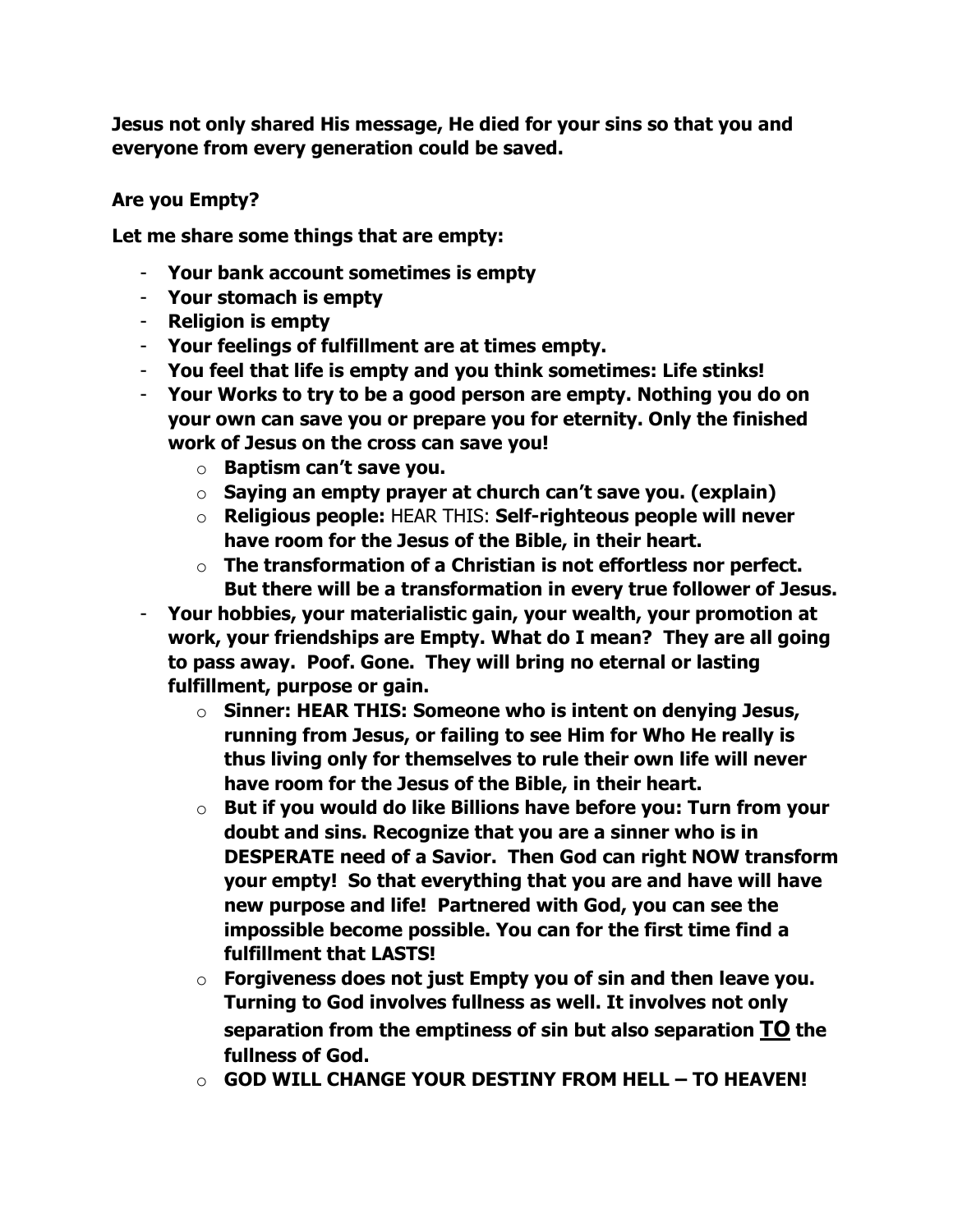**Jesus not only shared His message, He died for your sins so that you and everyone from every generation could be saved.**

**Are you Empty?**

**Let me share some things that are empty:**

- **Your bank account sometimes is empty**
- **Your stomach is empty**
- **Religion is empty**
- **Your feelings of fulfillment are at times empty.**
- **You feel that life is empty and you think sometimes: Life stinks!**
- **Your Works to try to be a good person are empty. Nothing you do on your own can save you or prepare you for eternity. Only the finished work of Jesus on the cross can save you!**
    - **Baptism can't save you.**
    - **Saying an empty prayer at church can't save you. (explain)**
    - **Religious people:** HEAR THIS: **Self-righteous people will never have room for the Jesus of the Bible, in their heart.**
    - **The transformation of a Christian is not effortless nor perfect. But there will be a transformation in every true follower of Jesus.**
- **Your hobbies, your materialistic gain, your wealth, your promotion at work, your friendships are Empty. What do I mean? They are all going to pass away. Poof. Gone. They will bring no eternal or lasting fulfillment, purpose or gain.**
    - **Sinner: HEAR THIS: Someone who is intent on denying Jesus, running from Jesus, or failing to see Him for Who He really is thus living only for themselves to rule their own life will never have room for the Jesus of the Bible, in their heart.**
    - **But if you would do like Billions have before you: Turn from your doubt and sins. Recognize that you are a sinner who is in DESPERATE need of a Savior. Then God can right NOW transform your empty! So that everything that you are and have will have new purpose and life! Partnered with God, you can see the impossible become possible. You can for the first time find a fulfillment that LASTS!**
    - **Forgiveness does not just Empty you of sin and then leave you. Turning to God involves fullness as well. It involves not only separation from the emptiness of sin but also separation <u>TO</u> the fullness of God.**
    - **GOD WILL CHANGE YOUR DESTINY FROM HELL – TO HEAVEN!**